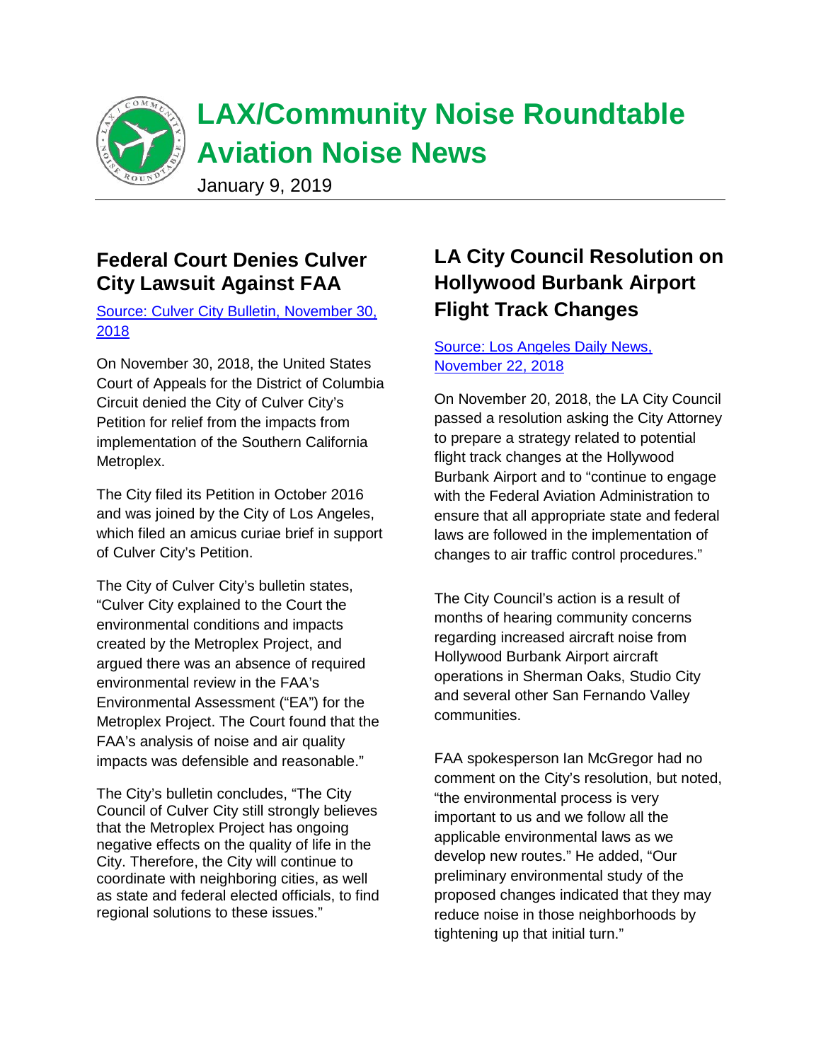# LAX/Community Noise Roundtable Aviation Noise News

January 9, 2019

## Federal Court Denies Culver City Lawsuit Against FAA

[Source: Culver City Bulletin, November 30, 2018]

On November 30, 2018, the United States Court of Appeals for the District of Columbia Circuit denied the City of Culver City's Petition for relief from the impacts from implementation of the Southern California Metroplex.

The City filed its Petition in October 2016 and was joined by the City of Los Angeles, which filed an amicus curiae brief in support of Culver City's Petition.

The City of Culver City's bulletin states, "Culver City explained to the Court the environmental conditions and impacts created by the Metroplex Project, and argued there was an absence of required environmental review in the FAA's Environmental Assessment ("EA") for the Metroplex Project. The Court found that the FAA's analysis of noise and air quality impacts was defensible and reasonable."

The City's bulletin concludes, "The City Council of Culver City still strongly believes that the Metroplex Project has ongoing negative effects on the quality of life in the City. Therefore, the City will continue to coordinate with neighboring cities, as well as state and federal elected officials, to find regional solutions to these issues."

## LA City Council Resolution on Hollywood Burbank Airport Flight Track Changes

[Source: Los Angeles Daily News, November 22, 2018]

On November 20, 2018, the LA City Council passed a resolution asking the City Attorney to prepare a strategy related to potential flight track changes at the Hollywood Burbank Airport and to "continue to engage with the Federal Aviation Administration to ensure that all appropriate state and federal laws are followed in the implementation of changes to air traffic control procedures."

The City Council's action is a result of months of hearing community concerns regarding increased aircraft noise from Hollywood Burbank Airport aircraft operations in Sherman Oaks, Studio City and several other San Fernando Valley communities.

FAA spokesperson Ian McGregor had no comment on the City's resolution, but noted, "the environmental process is very important to us and we follow all the applicable environmental laws as we develop new routes." He added, "Our preliminary environmental study of the proposed changes indicated that they may reduce noise in those neighborhoods by tightening up that initial turn."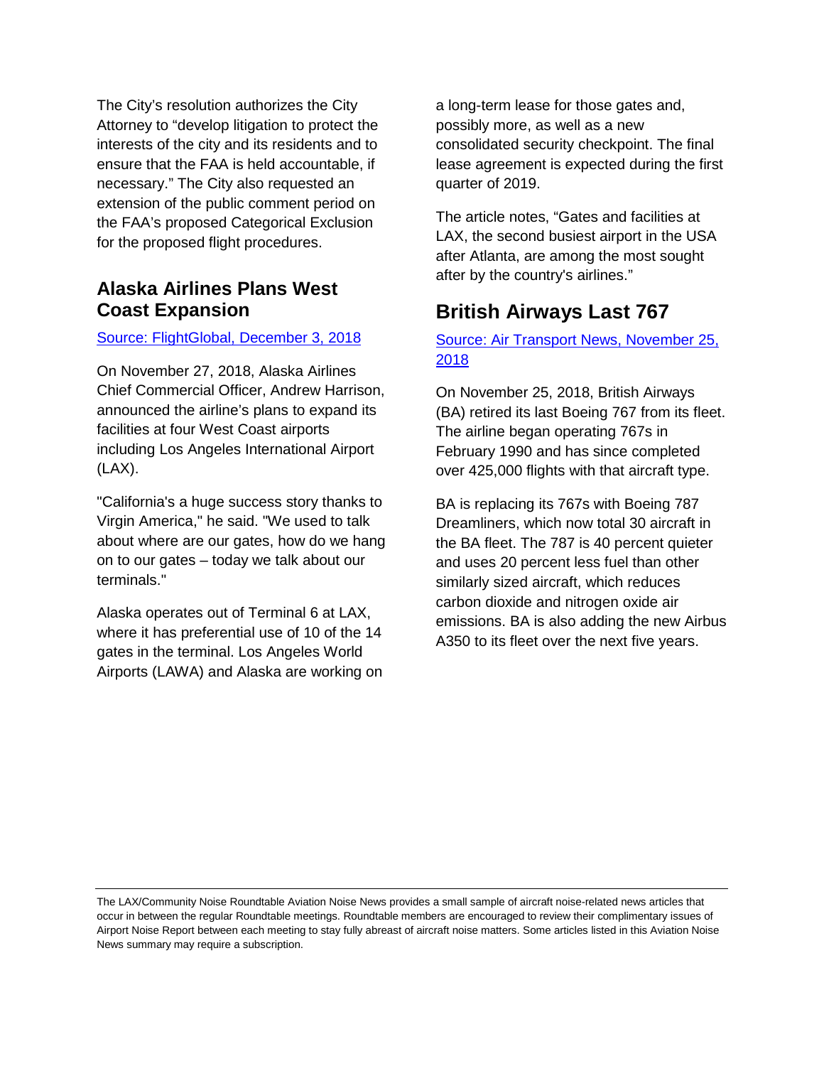The City's resolution authorizes the City Attorney to "develop litigation to protect the interests of the city and its residents and to ensure that the FAA is held accountable, if necessary." The City also requested an extension of the public comment period on the FAA's proposed Categorical Exclusion for the proposed flight procedures.

## Alaska Airlines Plans West Coast Expansion

[Source: FlightGlobal, December 3, 2018]

On November 27, 2018, Alaska Airlines Chief Commercial Officer, Andrew Harrison, announced the airline's plans to expand its facilities at four West Coast airports including Los Angeles International Airport (LAX).

"California's a huge success story thanks to Virgin America," he said. "We used to talk about where are our gates, how do we hang on to our gates – today we talk about our terminals."

Alaska operates out of Terminal 6 at LAX, where it has preferential use of 10 of the 14 gates in the terminal. Los Angeles World Airports (LAWA) and Alaska are working on a long-term lease for those gates and, possibly more, as well as a new consolidated security checkpoint. The final lease agreement is expected during the first quarter of 2019.

The article notes, "Gates and facilities at LAX, the second busiest airport in the USA after Atlanta, are among the most sought after by the country's airlines."

## British Airways Last 767

[Source: Air Transport News, November 25, 2018]

On November 25, 2018, British Airways (BA) retired its last Boeing 767 from its fleet. The airline began operating 767s in February 1990 and has since completed over 425,000 flights with that aircraft type.

BA is replacing its 767s with Boeing 787 Dreamliners, which now total 30 aircraft in the BA fleet. The 787 is 40 percent quieter and uses 20 percent less fuel than other similarly sized aircraft, which reduces carbon dioxide and nitrogen oxide air emissions. BA is also adding the new Airbus A350 to its fleet over the next five years.

The LAX/Community Noise Roundtable Aviation Noise News provides a small sample of aircraft noise-related news articles that occur in between the regular Roundtable meetings. Roundtable members are encouraged to review their complimentary issues of Airport Noise Report between each meeting to stay fully abreast of aircraft noise matters. Some articles listed in this Aviation Noise News summary may require a subscription.